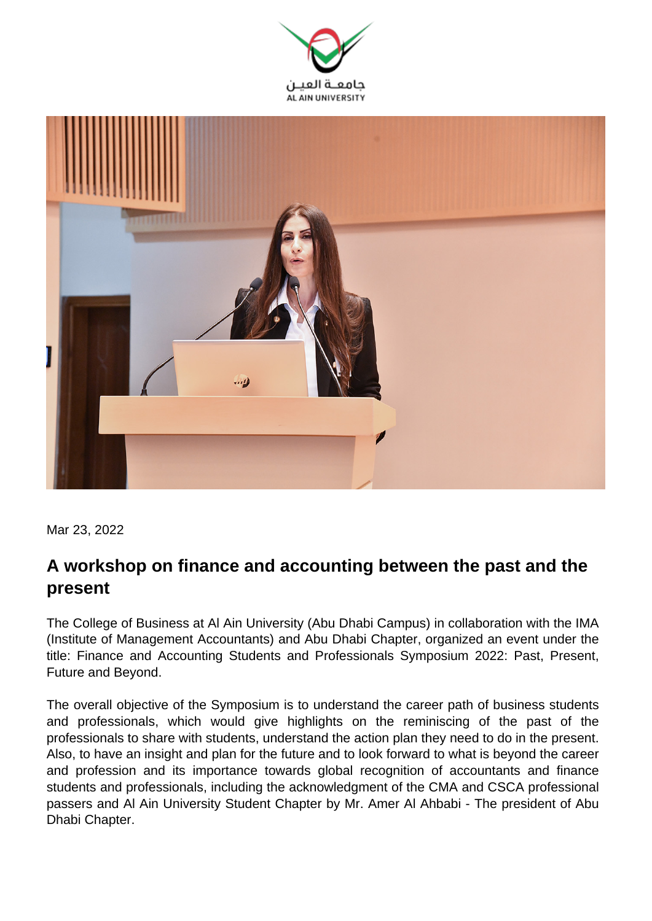Mar 23, 2022

## A workshop on finance and accounting between the past and the present

The College of Business at Al Ain University (Abu Dhabi Campus) in collaboration with the IMA (Institute of Management Accountants) and Abu Dhabi Chapter, organized an event under the title: Finance and Accounting Students and Professionals Symposium 2022: Past, Present, Future and Beyond.

The overall objective of the Symposium is to understand the career path of business students and professionals, which would give highlights on the reminiscing of the past of the professionals to share with students, understand the action plan they need to do in the present. Also, to have an insight and plan for the future and to look forward to what is beyond the career and profession and its importance towards global recognition of accountants and finance students and professionals, including the acknowledgment of the CMA and CSCA professional passers and Al Ain University Student Chapter by Mr. Amer Al Ahbabi - The president of Abu Dhabi Chapter.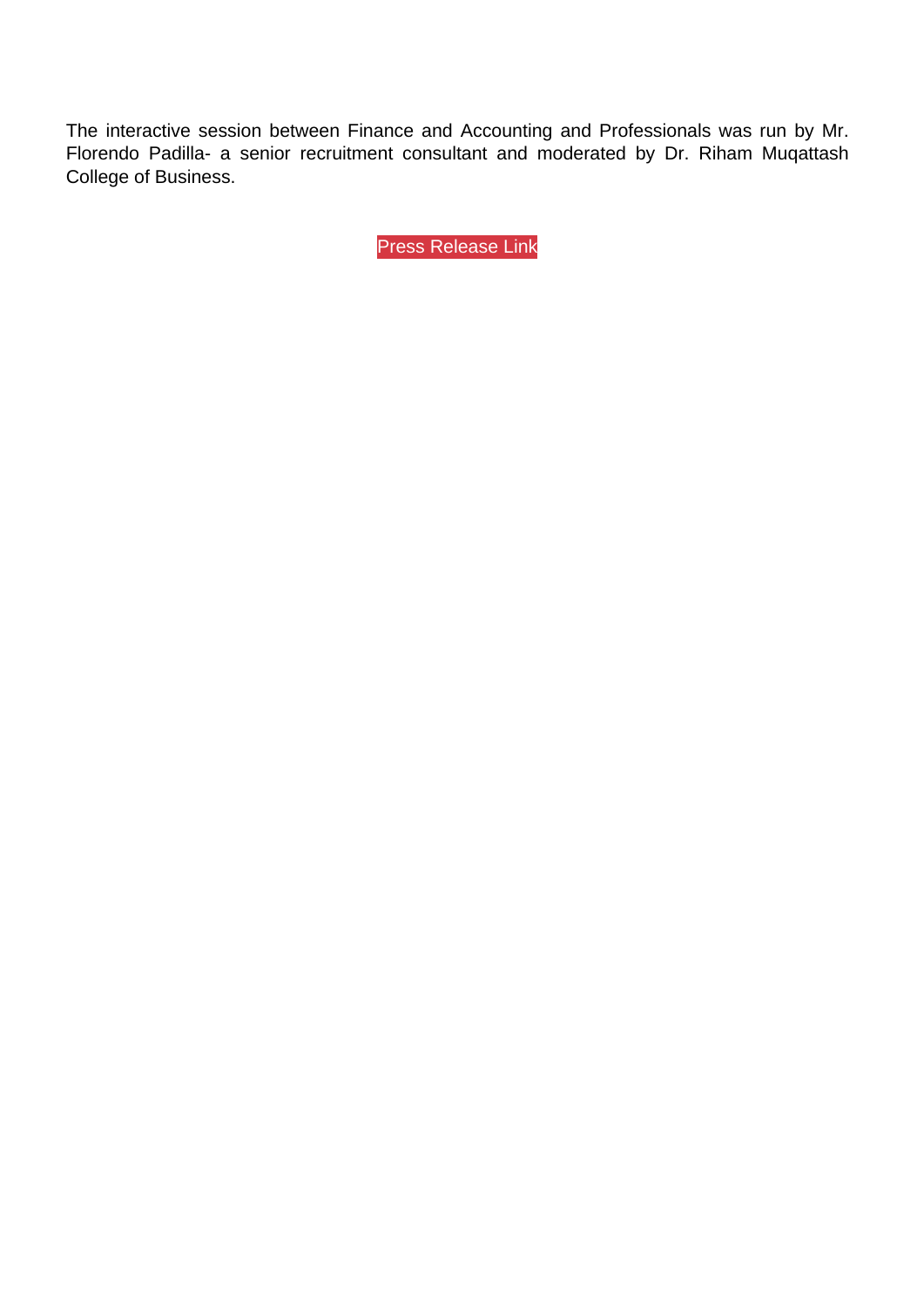The interactive session between Finance and Accounting and Professionals was run by Mr. Florendo Padilla- a senior recruitment consultant and moderated by Dr. Riham Muqattash College of Business.

Press Release Link